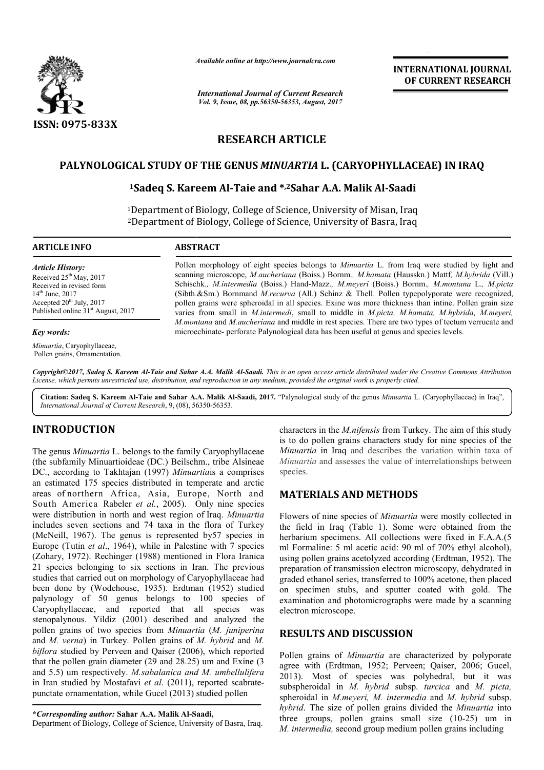*Available online at http://www.journalcra.com*

*International Journal of Current Research*
*Vol. 9, Issue, 08, pp.56350-56353, August, 2017*

**INTERNATIONAL JOURNAL OF CURRENT RESEARCH**

ISSN: 0975-833X

## RESEARCH ARTICLE

# PALYNOLOGICAL STUDY OF THE GENUS *MINUARTIA* L. (CARYOPHYLLACEAE) IN IRAQ

**[1]Sadeq S. Kareem Al-Taie and *,[2]Sahar A.A. Malik Al-Saadi**

[1]Department of Biology, College of Science, University of Misan, Iraq
[2]Department of Biology, College of Science, University of Basra, Iraq

### ARTICLE INFO

*Article History:*
Received 25th May, 2017
Received in revised form 14th June, 2017
Accepted 20th July, 2017
Published online 31st August, 2017

*Key words:*
*Minuartia*, Caryophyllaceae, Pollen grains, Ornamentation.

### ABSTRACT

Pollen morphology of eight species belongs to *Minuartia* L. from Iraq were studied by light and scanning microscope, *M.aucheriana* (Boiss.) Bornm., *M.hamata* (Hausskn.) Mattf, *M.hybrida* (Vill.) Schischk., *M.intermedia* (Boiss.) Hand-Mazz., *M.meyeri* (Boiss.) Bornm., *M.montana* L., *M.picta* (Sibth.&Sm.) Bornmand *M.recurva* (All.) Schinz & Thell. Pollen typepolyporate were recognized, pollen grains were spheroidal in all species. Exine was more thickness than intine. Pollen grain size varies from small in *M.intermedi*, small to middle in *M.picta, M.hamata, M.hybrida, M.meyeri, M.montana* and *M.aucheriana* and middle in rest species. There are two types of tectum verrucate and microechinate- perforate Palynological data has been useful at genus and species levels.

*Copyright©2017, Sadeq S. Kareem Al-Taie and Sahar A.A. Malik Al-Saadi. This is an open access article distributed under the Creative Commons Attribution License, which permits unrestricted use, distribution, and reproduction in any medium, provided the original work is properly cited.*

**Citation: Sadeq S. Kareem Al-Taie and Sahar A.A. Malik Al-Saadi, 2017.** "Palynological study of the genus *Minuartia* L. (Caryophyllaceae) in Iraq", *International Journal of Current Research*, 9, (08), 56350-56353.

## INTRODUCTION

The genus *Minuartia* L. belongs to the family Caryophyllaceae (the subfamily Minuartioideae (DC.) Beilschm., tribe Alsineae DC., according to Takhtajan (1997) *Minuartia*is a comprises an estimated 175 species distributed in temperate and arctic areas of northern Africa, Asia, Europe, North and South America Rabeler *et al.*, 2005). Only nine species were distribution in north and west region of Iraq. *Minuartia* includes seven sections and 74 taxa in the flora of Turkey (McNeill, 1967). The genus is represented by57 species in Europe (Tutin *et al*., 1964), while in Palestine with 7 species (Zohary, 1972). Rechinger (1988) mentioned in Flora Iranica 21 species belonging to six sections in Iran. The previous studies that carried out on morphology of Caryophyllaceae had been done by (Wodehouse, 1935). Erdtman (1952) studied palynology of 50 genus belongs to 100 species of Caryophyllaceae, and reported that all species was stenopalynous. Yildiz (2001) described and analyzed the pollen grains of two species from *Minuartia* (*M. juniperina* and *M. verna*) in Turkey. Pollen grains of *M. hybrid* and *M. biflora* studied by Perveen and Qaiser (2006), which reported that the pollen grain diameter (29 and 28.25) um and Exine (3 and 5.5) um respectively. *M.sabalanica and M. umbellulifera* in Iran studied by Mostafavi *et al*. (2011), reported scabrate-punctate ornamentation, while Gucel (2013) studied pollen characters in the *M.nifensis* from Turkey. The aim of this study is to do pollen grains characters study for nine species of the *Minuartia* in Iraq and describes the variation within taxa of *Minuartia* and assesses the value of interrelationships between species.

## MATERIALS AND METHODS

Flowers of nine species of *Minuartia* were mostly collected in the field in Iraq (Table 1). Some were obtained from the herbarium specimens. All collections were fixed in F.A.A.(5 ml Formaline: 5 ml acetic acid: 90 ml of 70% ethyl alcohol), using pollen grains acetolyzed according (Erdtman, 1952). The preparation of transmission electron microscopy, dehydrated in graded ethanol series, transferred to 100% acetone, then placed on specimen stubs, and sputter coated with gold. The examination and photomicrographs were made by a scanning electron microscope.

## RESULTS AND DISCUSSION

Pollen grains of *Minuartia* are characterized by polyporate agree with (Erdtman, 1952; Perveen; Qaiser, 2006; Gucel, 2013). Most of species was polyhedral, but it was subspheroidal in *M. hybrid* subsp. *turcica* and *M. picta,* spheroidal in *M.meyeri, M. intermedia* and *M. hybrid* subsp. *hybrid*. The size of pollen grains divided the *Minuartia* into three groups, pollen grains small size (10-25) um in *M. intermedia,* second group medium pollen grains including

***Corresponding author:** Sahar A.A. Malik Al-Saadi,
Department of Biology, College of Science, University of Basra, Iraq.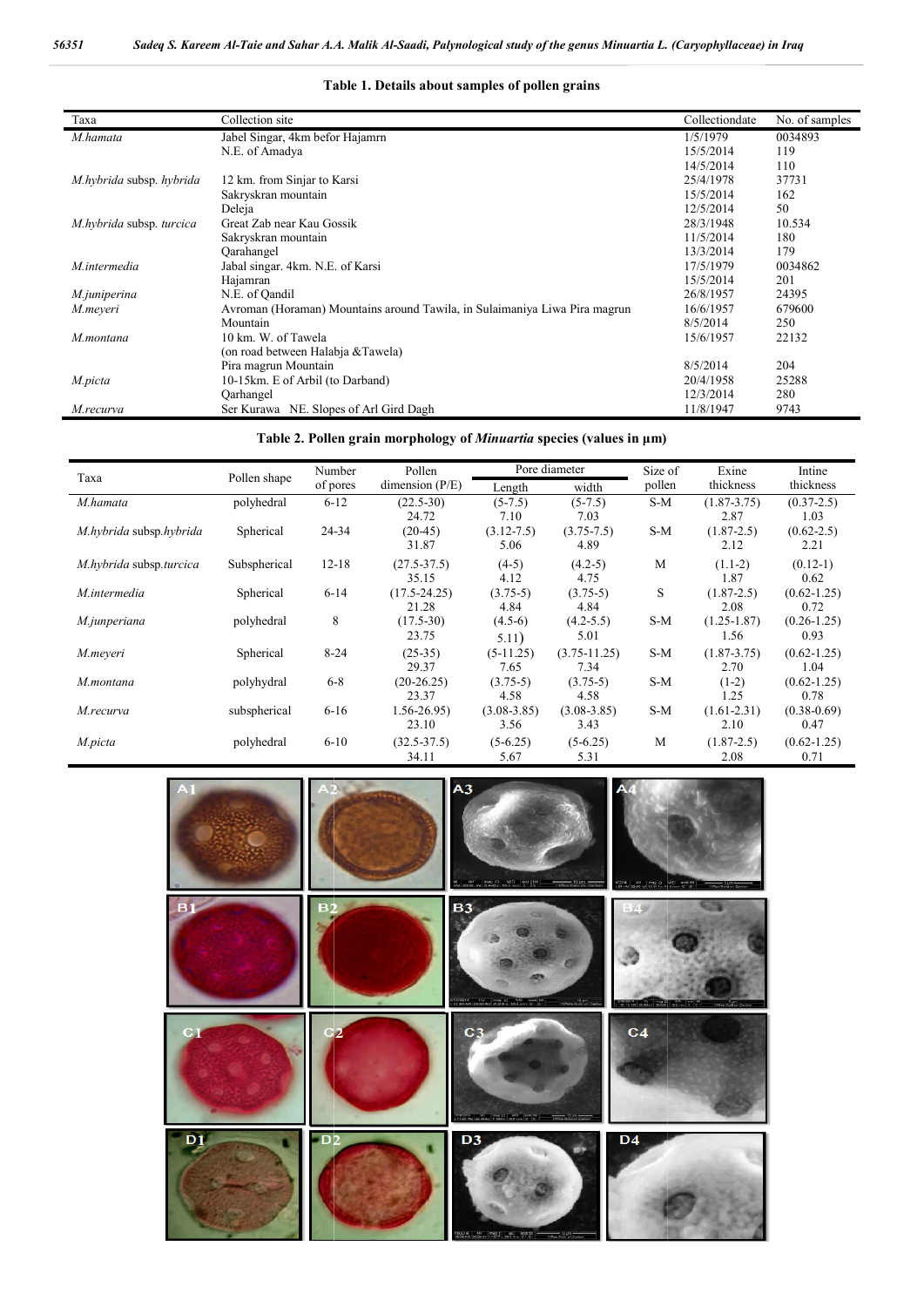**Table 1. Details about samples of pollen grains**

| Taxa | Collection site | Collectiondate | No. of samples |
|---|---|---|---|
| *M.hamata* | Jabel Singar, 4km befor Hajamrn | 1/5/1979 | 0034893 |
| | N.E. of Amadya | 15/5/2014 | 119 |
| | | 14/5/2014 | 110 |
| *M.hybrida* subsp. *hybrida* | 12 km. from Sinjar to Karsi | 25/4/1978 | 37731 |
| | Sakryskran mountain | 15/5/2014 | 162 |
| | Deleja | 12/5/2014 | 50 |
| *M.hybrida* subsp. *turcica* | Great Zab near Kau Gossik | 28/3/1948 | 10.534 |
| | Sakryskran mountain | 11/5/2014 | 180 |
| | Qarahangel | 13/3/2014 | 179 |
| *M.intermedia* | Jabal singar. 4km. N.E. of Karsi | 17/5/1979 | 0034862 |
| | Hajamran | 15/5/2014 | 201 |
| *M.juniperina* | N.E. of Qandil | 26/8/1957 | 24395 |
| *M.meyeri* | Avroman (Horaman) Mountains around Tawila, in Sulaimaniya Liwa Pira magrun | 16/6/1957 | 679600 |
| | Mountain | 8/5/2014 | 250 |
| *M.montana* | 10 km. W. of Tawela | 15/6/1957 | 22132 |
| | (on road between Halabja &Tawela) | | |
| | Pira magrun Mountain | 8/5/2014 | 204 |
| *M.picta* | 10-15km. E of Arbil (to Darband) | 20/4/1958 | 25288 |
| | Qarhangel | 12/3/2014 | 280 |
| *M.recurva* | Ser Kurawa NE. Slopes of Arl Gird Dagh | 11/8/1947 | 9743 |

**Table 2. Pollen grain morphology of *Minuartia* species (values in µm)**

| Taxa | Pollen shape | Number of pores | Pollen dimension (P/E) | Pore diameter | | Size of pollen | Exine thickness | Intine thickness |
|---|---|---|---|---|---|---|---|---|
| | | | | Length | width | | | |
| *M.hamata* | polyhedral | 6-12 | (22.5-30) 24.72 | (5-7.5) 7.10 | (5-7.5) 7.03 | S-M | (1.87-3.75) 2.87 | (0.37-2.5) 1.03 |
| *M.hybrida* subsp.*hybrida* | Spherical | 24-34 | (20-45) 31.87 | (3.12-7.5) 5.06 | (3.75-7.5) 4.89 | S-M | (1.87-2.5) 2.12 | (0.62-2.5) 2.21 |
| *M.hybrida* subsp.*turcica* | Subspherical | 12-18 | (27.5-37.5) 35.15 | (4-5) 4.12 | (4.2-5) 4.75 | M | (1.1-2) 1.87 | (0.12-1) 0.62 |
| *M.intermedia* | Spherical | 6-14 | (17.5-24.25) 21.28 | (3.75-5) 4.84 | (3.75-5) 4.84 | S | (1.87-2.5) 2.08 | (0.62-1.25) 0.72 |
| *M.junperiana* | polyhedral | 8 | (17.5-30) 23.75 | (4.5-6) 5.11) | (4.2-5.5) 5.01 | S-M | (1.25-1.87) 1.56 | (0.26-1.25) 0.93 |
| *M.meyeri* | Spherical | 8-24 | (25-35) 29.37 | (5-11.25) 7.65 | (3.75-11.25) 7.34 | S-M | (1.87-3.75) 2.70 | (0.62-1.25) 1.04 |
| *M.montana* | polyhydral | 6-8 | (20-26.25) 23.37 | (3.75-5) 4.58 | (3.75-5) 4.58 | S-M | (1-2) 1.25 | (0.62-1.25) 0.78 |
| *M.recurva* | subspherical | 6-16 | 1.56-26.95) 23.10 | (3.08-3.85) 3.56 | (3.08-3.85) 3.43 | S-M | (1.61-2.31) 2.10 | (0.38-0.69) 0.47 |
| *M.picta* | polyhedral | 6-10 | (32.5-37.5) 34.11 | (5-6.25) 5.67 | (5-6.25) 5.31 | M | (1.87-2.5) 2.08 | (0.62-1.25) 0.71 |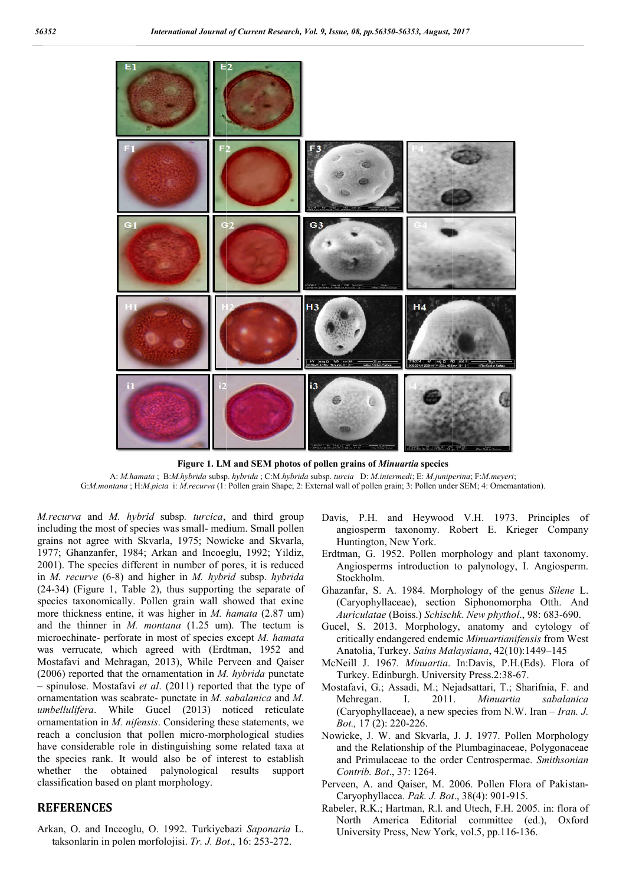**Figure 1. LM and SEM photos of pollen grains of *Minuartia* species**

A: *M.hamata* ; B:*M.hybrida* subsp. *hybrida* ; C:M.*hybrida* subsp. *turcia* D: *M.intermedi*; E: *M.juniperina*; F:*M.meyeri*; G:*M.montana* ; H:*M.picta* i: *M.recurva* (1: Pollen grain Shape; 2: External wall of pollen grain; 3: Pollen under SEM; 4: Ornemantation).

*M.recurva* and *M. hybrid* subsp. *turcica*, and third group including the most of species was small- medium. Small pollen grains not agree with Skvarla, 1975; Nowicke and Skvarla, 1977; Ghanzanfer, 1984; Arkan and Incoeglu, 1992; Yildiz, 2001). The species different in number of pores, it is reduced in *M. recurve* (6-8) and higher in *M. hybrid* subsp. *hybrida* (24-34) (Figure 1, Table 2), thus supporting the separate of species taxonomically. Pollen grain wall showed that exine more thickness entine, it was higher in *M. hamata* (2.87 um) and the thinner in *M. montana* (1.25 um). The tectum is microechinate- perforate in most of species except *M. hamata* was verrucate, which agreed with (Erdtman, 1952 and Mostafavi and Mehragan, 2013), While Perveen and Qaiser (2006) reported that the ornamentation in *M. hybrida* punctate – spinulose. Mostafavi *et al*. (2011) reported that the type of ornamentation was scabrate- punctate in *M. sabalanica* and *M. umbellulifera*. While Gucel (2013) noticed reticulate ornamentation in *M. nifensis*. Considering these statements, we reach a conclusion that pollen micro-morphological studies have considerable role in distinguishing some related taxa at the species rank. It would also be of interest to establish whether the obtained palynological results support classification based on plant morphology.

## REFERENCES

Arkan, O. and Inceoglu, O. 1992. Turkiyebazi *Saponaria* L. taksonlarin in polen morfolojisi. *Tr. J. Bot*., 16: 253-272.

Davis, P.H. and Heywood V.H. 1973. Principles of angiosperm taxonomy. Robert E. Krieger Company Huntington, New York.

Erdtman, G. 1952. Pollen morphology and plant taxonomy. Angiosperms introduction to palynology, I. Angiosperm. Stockholm.

Ghazanfar, S. A. 1984. Morphology of the genus *Silene* L. (Caryophyllaceae), section Siphonomorpha Otth. And *Auriculatae* (Boiss.) *Schischk. New phythol*., 98: 683-690.

Gucel, S. 2013. Morphology, anatomy and cytology of critically endangered endemic *Minuartianifensis* from West Anatolia, Turkey. *Sains Malaysiana*, 42(10):1449–145

McNeill J. 1967*. Minuartia*. In:Davis, P.H.(Eds). Flora of Turkey. Edinburgh. University Press.2:38-67.

Mostafavi, G.; Assadi, M.; Nejadsattari, T.; Sharifnia, F. and Mehregan. I. 2011. *Minuartia sabalanica* (Caryophyllaceae), a new species from N.W. Iran – *Iran. J. Bot.,* 17 (2): 220-226.

Nowicke, J. W. and Skvarla, J. J. 1977. Pollen Morphology and the Relationship of the Plumbaginaceae, Polygonaceae and Primulaceae to the order Centrospermae. *Smithsonian Contrib. Bot*., 37: 1264.

Perveen, A. and Qaiser, M. 2006. Pollen Flora of Pakistan-Caryophyllacea. *Pak. J. Bot*., 38(4): 901-915.

Rabeler, R.K.; Hartman, R.l. and Utech, F.H. 2005. in: flora of North America Editorial committee (ed.), Oxford University Press, New York, vol.5, pp.116-136.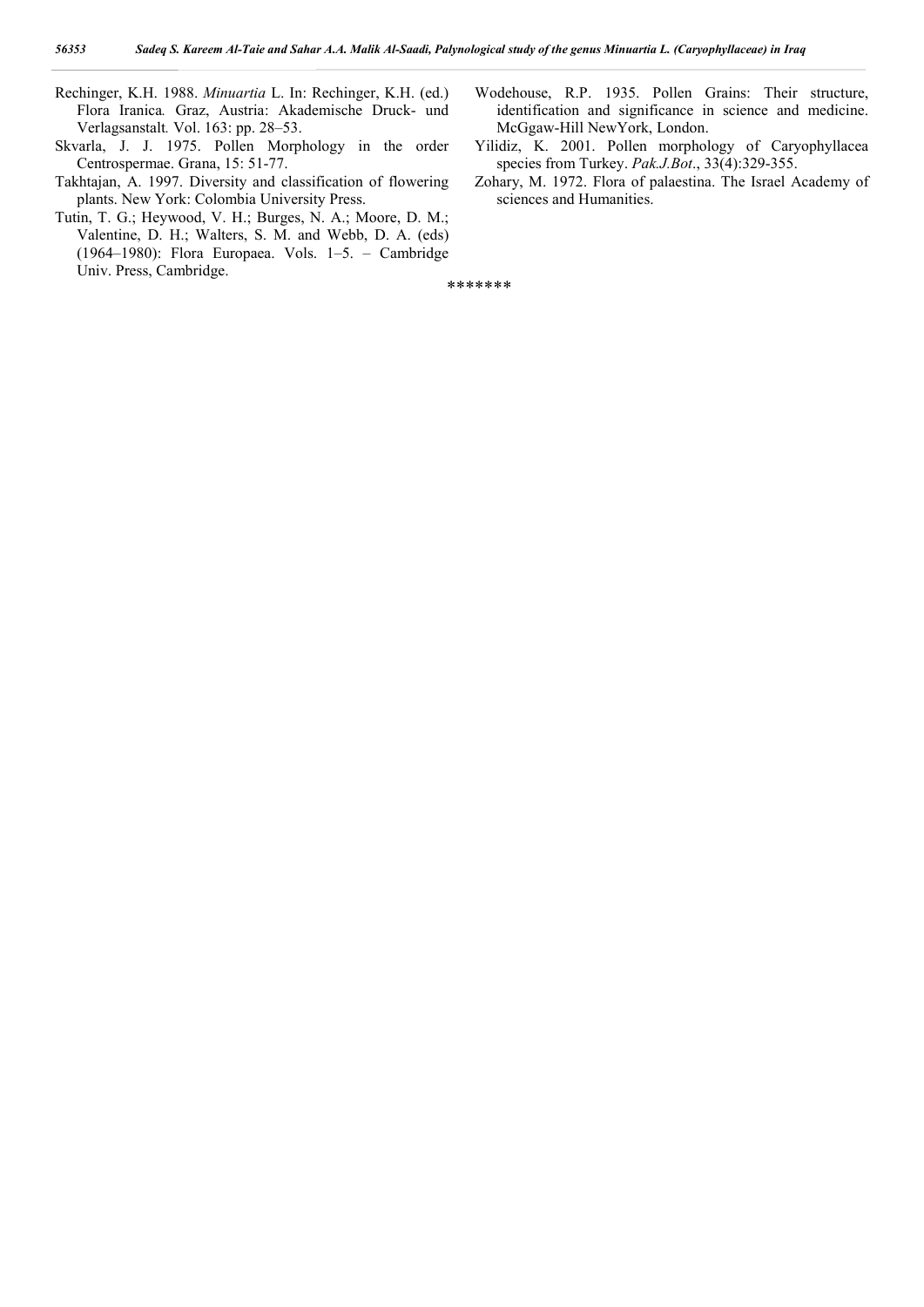Rechinger, K.H. 1988. *Minuartia* L. In: Rechinger, K.H. (ed.) Flora Iranica*.* Graz, Austria: Akademische Druck- und Verlagsanstalt*.* Vol. 163: pp. 28–53.

Skvarla, J. J. 1975. Pollen Morphology in the order Centrospermae. Grana, 15: 51-77.

Takhtajan, A. 1997. Diversity and classification of flowering plants. New York: Colombia University Press.

Tutin, T. G.; Heywood, V. H.; Burges, N. A.; Moore, D. M.; Valentine, D. H.; Walters, S. M. and Webb, D. A. (eds) (1964–1980): Flora Europaea. Vols. 1–5. – Cambridge Univ. Press, Cambridge.

Wodehouse, R.P. 1935. Pollen Grains: Their structure, identification and significance in science and medicine. McGgaw-Hill NewYork, London.

Yilidiz, K. 2001. Pollen morphology of Caryophyllacea species from Turkey. *Pak.J.Bot*., 33(4):329-355.

Zohary, M. 1972. Flora of palaestina. The Israel Academy of sciences and Humanities.

*******